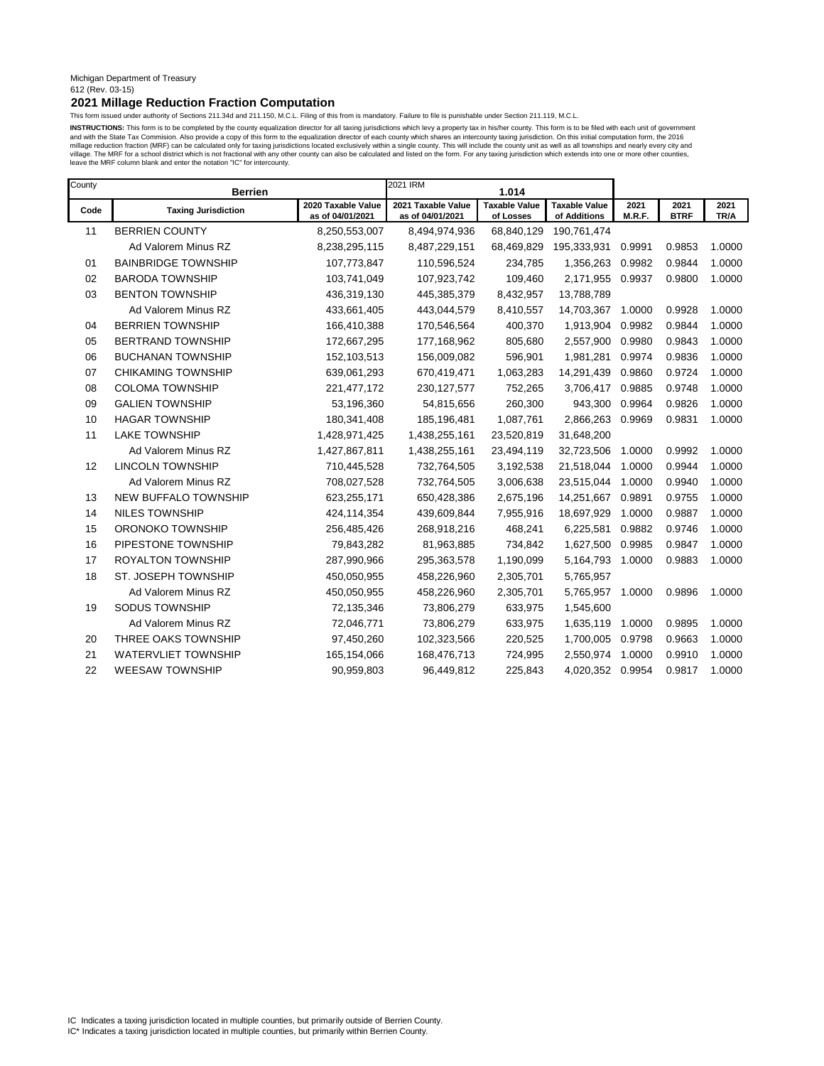Michigan Department of Treasury
612 (Rev. 03-15)

## 2021 Millage Reduction Fraction Computation

This form issued under authority of Sections 211.34d and 211.150, M.C.L. Filing of this from is mandatory. Failure to file is punishable under Section 211.119, M.C.L.

**INSTRUCTIONS:** This form is to be completed by the county equalization director for all taxing jurisdictions which levy a property tax in his/her county. This form is to be filed with each unit of government and with the State Tax Commision. Also provide a copy of this form to the equalization director of each county which shares an intercounty taxing jurisdiction. On this initial computation form, the 2016 millage reduction fraction (MRF) can be calculated only for taxing jurisdictions located exclusively within a single county. This will include the county unit as well as all townships and nearly every city and village. The MRF for a school district which is not fractional with any other county can also be calculated and listed on the form. For any taxing jurisdiction which extends into one or more other counties, leave the MRF column blank and enter the notation "IC" for intercounty.

| County | Berrien | | 2021 IRM | 1.014 | | | | |
|---|---|---|---|---|---|---|---|---|
| Code | Taxing Jurisdiction | 2020 Taxable Value as of 04/01/2021 | 2021 Taxable Value as of 04/01/2021 | Taxable Value of Losses | Taxable Value of Additions | 2021 M.R.F. | 2021 BTRF | 2021 TR/A |
| 11 | BERRIEN COUNTY | 8,250,553,007 | 8,494,974,936 | 68,840,129 | 190,761,474 | | | |
| | Ad Valorem Minus RZ | 8,238,295,115 | 8,487,229,151 | 68,469,829 | 195,333,931 | 0.9991 | 0.9853 | 1.0000 |
| 01 | BAINBRIDGE TOWNSHIP | 107,773,847 | 110,596,524 | 234,785 | 1,356,263 | 0.9982 | 0.9844 | 1.0000 |
| 02 | BARODA TOWNSHIP | 103,741,049 | 107,923,742 | 109,460 | 2,171,955 | 0.9937 | 0.9800 | 1.0000 |
| 03 | BENTON TOWNSHIP | 436,319,130 | 445,385,379 | 8,432,957 | 13,788,789 | | | |
| | Ad Valorem Minus RZ | 433,661,405 | 443,044,579 | 8,410,557 | 14,703,367 | 1.0000 | 0.9928 | 1.0000 |
| 04 | BERRIEN TOWNSHIP | 166,410,388 | 170,546,564 | 400,370 | 1,913,904 | 0.9982 | 0.9844 | 1.0000 |
| 05 | BERTRAND TOWNSHIP | 172,667,295 | 177,168,962 | 805,680 | 2,557,900 | 0.9980 | 0.9843 | 1.0000 |
| 06 | BUCHANAN TOWNSHIP | 152,103,513 | 156,009,082 | 596,901 | 1,981,281 | 0.9974 | 0.9836 | 1.0000 |
| 07 | CHIKAMING TOWNSHIP | 639,061,293 | 670,419,471 | 1,063,283 | 14,291,439 | 0.9860 | 0.9724 | 1.0000 |
| 08 | COLOMA TOWNSHIP | 221,477,172 | 230,127,577 | 752,265 | 3,706,417 | 0.9885 | 0.9748 | 1.0000 |
| 09 | GALIEN TOWNSHIP | 53,196,360 | 54,815,656 | 260,300 | 943,300 | 0.9964 | 0.9826 | 1.0000 |
| 10 | HAGAR TOWNSHIP | 180,341,408 | 185,196,481 | 1,087,761 | 2,866,263 | 0.9969 | 0.9831 | 1.0000 |
| 11 | LAKE TOWNSHIP | 1,428,971,425 | 1,438,255,161 | 23,520,819 | 31,648,200 | | | |
| | Ad Valorem Minus RZ | 1,427,867,811 | 1,438,255,161 | 23,494,119 | 32,723,506 | 1.0000 | 0.9992 | 1.0000 |
| 12 | LINCOLN TOWNSHIP | 710,445,528 | 732,764,505 | 3,192,538 | 21,518,044 | 1.0000 | 0.9944 | 1.0000 |
| | Ad Valorem Minus RZ | 708,027,528 | 732,764,505 | 3,006,638 | 23,515,044 | 1.0000 | 0.9940 | 1.0000 |
| 13 | NEW BUFFALO TOWNSHIP | 623,255,171 | 650,428,386 | 2,675,196 | 14,251,667 | 0.9891 | 0.9755 | 1.0000 |
| 14 | NILES TOWNSHIP | 424,114,354 | 439,609,844 | 7,955,916 | 18,697,929 | 1.0000 | 0.9887 | 1.0000 |
| 15 | ORONOKO TOWNSHIP | 256,485,426 | 268,918,216 | 468,241 | 6,225,581 | 0.9882 | 0.9746 | 1.0000 |
| 16 | PIPESTONE TOWNSHIP | 79,843,282 | 81,963,885 | 734,842 | 1,627,500 | 0.9985 | 0.9847 | 1.0000 |
| 17 | ROYALTON TOWNSHIP | 287,990,966 | 295,363,578 | 1,190,099 | 5,164,793 | 1.0000 | 0.9883 | 1.0000 |
| 18 | ST. JOSEPH TOWNSHIP | 450,050,955 | 458,226,960 | 2,305,701 | 5,765,957 | | | |
| | Ad Valorem Minus RZ | 450,050,955 | 458,226,960 | 2,305,701 | 5,765,957 | 1.0000 | 0.9896 | 1.0000 |
| 19 | SODUS TOWNSHIP | 72,135,346 | 73,806,279 | 633,975 | 1,545,600 | | | |
| | Ad Valorem Minus RZ | 72,046,771 | 73,806,279 | 633,975 | 1,635,119 | 1.0000 | 0.9895 | 1.0000 |
| 20 | THREE OAKS TOWNSHIP | 97,450,260 | 102,323,566 | 220,525 | 1,700,005 | 0.9798 | 0.9663 | 1.0000 |
| 21 | WATERVLIET TOWNSHIP | 165,154,066 | 168,476,713 | 724,995 | 2,550,974 | 1.0000 | 0.9910 | 1.0000 |
| 22 | WEESAW TOWNSHIP | 90,959,803 | 96,449,812 | 225,843 | 4,020,352 | 0.9954 | 0.9817 | 1.0000 |

IC Indicates a taxing jurisdiction located in multiple counties, but primarily outside of Berrien County.
IC* Indicates a taxing jurisdiction located in multiple counties, but primarily within Berrien County.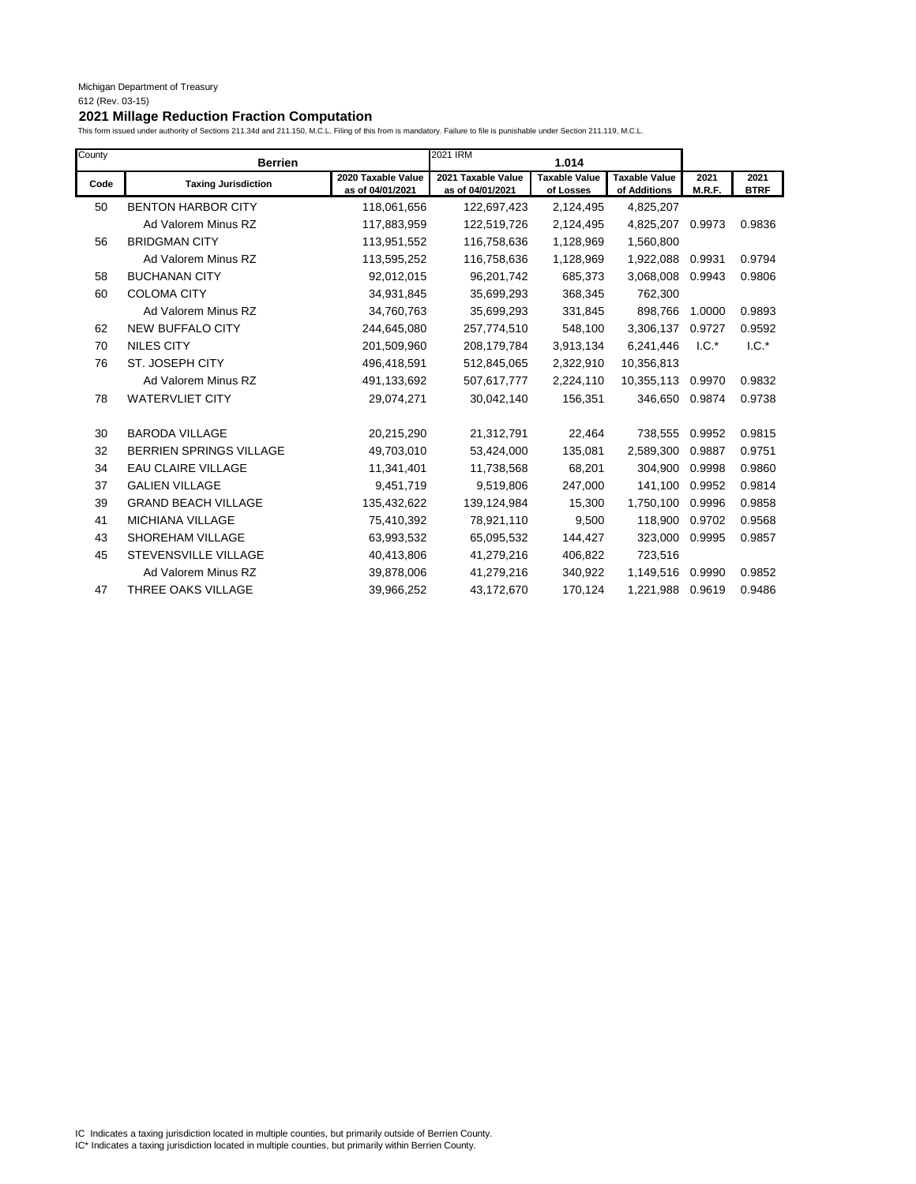Michigan Department of Treasury
612 (Rev. 03-15)

## 2021 Millage Reduction Fraction Computation

This form issued under authority of Sections 211.34d and 211.150, M.C.L. Filing of this from is mandatory. Failure to file is punishable under Section 211.119, M.C.L.

| County | Berrien | | 2021 IRM | 1.014 | | | |
|---|---|---|---|---|---|---|---|
| **Code** | **Taxing Jurisdiction** | **2020 Taxable Value as of 04/01/2021** | **2021 Taxable Value as of 04/01/2021** | **Taxable Value of Losses** | **Taxable Value of Additions** | **2021 M.R.F.** | **2021 BTRF** |
| 50 | BENTON HARBOR CITY | 118,061,656 | 122,697,423 | 2,124,495 | 4,825,207 | | |
| | Ad Valorem Minus RZ | 117,883,959 | 122,519,726 | 2,124,495 | 4,825,207 | 0.9973 | 0.9836 |
| 56 | BRIDGMAN CITY | 113,951,552 | 116,758,636 | 1,128,969 | 1,560,800 | | |
| | Ad Valorem Minus RZ | 113,595,252 | 116,758,636 | 1,128,969 | 1,922,088 | 0.9931 | 0.9794 |
| 58 | BUCHANAN CITY | 92,012,015 | 96,201,742 | 685,373 | 3,068,008 | 0.9943 | 0.9806 |
| 60 | COLOMA CITY | 34,931,845 | 35,699,293 | 368,345 | 762,300 | | |
| | Ad Valorem Minus RZ | 34,760,763 | 35,699,293 | 331,845 | 898,766 | 1.0000 | 0.9893 |
| 62 | NEW BUFFALO CITY | 244,645,080 | 257,774,510 | 548,100 | 3,306,137 | 0.9727 | 0.9592 |
| 70 | NILES CITY | 201,509,960 | 208,179,784 | 3,913,134 | 6,241,446 | I.C.* | I.C.* |
| 76 | ST. JOSEPH CITY | 496,418,591 | 512,845,065 | 2,322,910 | 10,356,813 | | |
| | Ad Valorem Minus RZ | 491,133,692 | 507,617,777 | 2,224,110 | 10,355,113 | 0.9970 | 0.9832 |
| 78 | WATERVLIET CITY | 29,074,271 | 30,042,140 | 156,351 | 346,650 | 0.9874 | 0.9738 |
| | | | | | | | |
| 30 | BARODA VILLAGE | 20,215,290 | 21,312,791 | 22,464 | 738,555 | 0.9952 | 0.9815 |
| 32 | BERRIEN SPRINGS VILLAGE | 49,703,010 | 53,424,000 | 135,081 | 2,589,300 | 0.9887 | 0.9751 |
| 34 | EAU CLAIRE VILLAGE | 11,341,401 | 11,738,568 | 68,201 | 304,900 | 0.9998 | 0.9860 |
| 37 | GALIEN VILLAGE | 9,451,719 | 9,519,806 | 247,000 | 141,100 | 0.9952 | 0.9814 |
| 39 | GRAND BEACH VILLAGE | 135,432,622 | 139,124,984 | 15,300 | 1,750,100 | 0.9996 | 0.9858 |
| 41 | MICHIANA VILLAGE | 75,410,392 | 78,921,110 | 9,500 | 118,900 | 0.9702 | 0.9568 |
| 43 | SHOREHAM VILLAGE | 63,993,532 | 65,095,532 | 144,427 | 323,000 | 0.9995 | 0.9857 |
| 45 | STEVENSVILLE VILLAGE | 40,413,806 | 41,279,216 | 406,822 | 723,516 | | |
| | Ad Valorem Minus RZ | 39,878,006 | 41,279,216 | 340,922 | 1,149,516 | 0.9990 | 0.9852 |
| 47 | THREE OAKS VILLAGE | 39,966,252 | 43,172,670 | 170,124 | 1,221,988 | 0.9619 | 0.9486 |

IC Indicates a taxing jurisdiction located in multiple counties, but primarily outside of Berrien County.
IC* Indicates a taxing jurisdiction located in multiple counties, but primarily within Berrien County.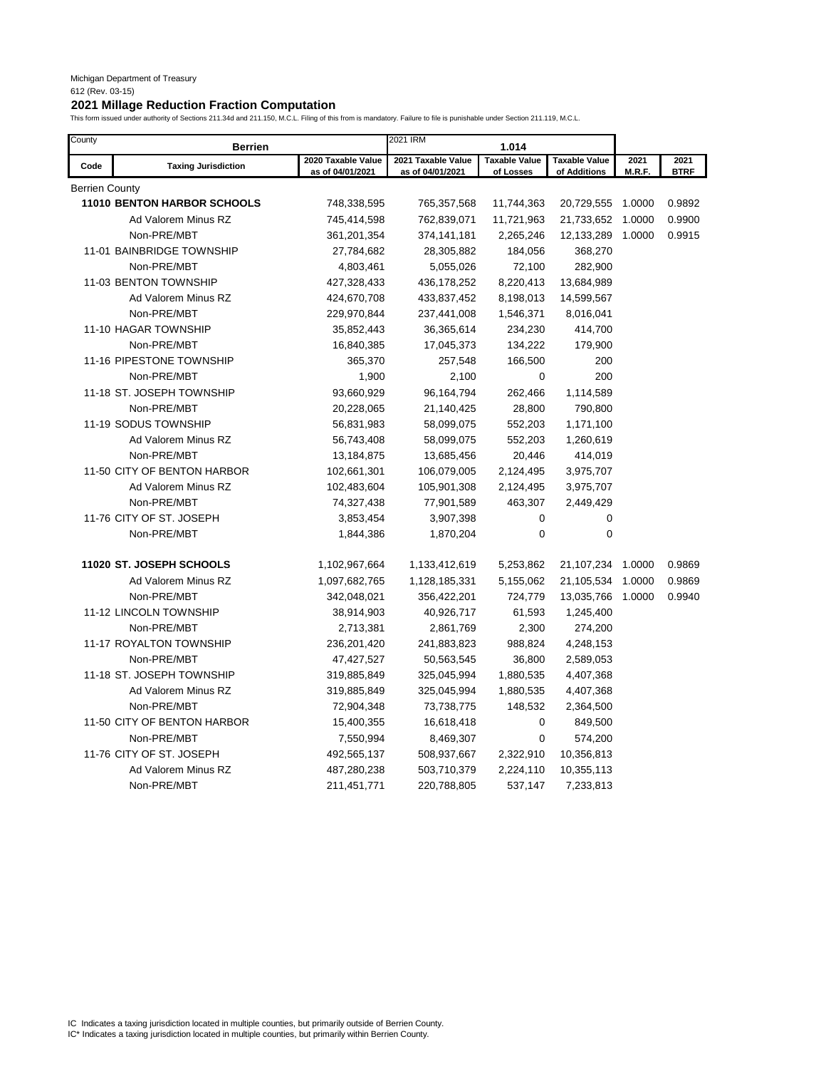Michigan Department of Treasury
612 (Rev. 03-15)

# 2021 Millage Reduction Fraction Computation

This form issued under authority of Sections 211.34d and 211.150, M.C.L. Filing of this from is mandatory. Failure to file is punishable under Section 211.119, M.C.L.

| County | Berrien | 2021 IRM | 1.014 | | | | |
|---|---|---|---|---|---|---|---|
| **Code** | **Taxing Jurisdiction** | **2020 Taxable Value as of 04/01/2021** | **2021 Taxable Value as of 04/01/2021** | **Taxable Value of Losses** | **Taxable Value of Additions** | **2021 M.R.F.** | **2021 BTRF** |
| Berrien County | | | | | | | |
| | **11010 BENTON HARBOR SCHOOLS** | 748,338,595 | 765,357,568 | 11,744,363 | 20,729,555 | 1.0000 | 0.9892 |
| | Ad Valorem Minus RZ | 745,414,598 | 762,839,071 | 11,721,963 | 21,733,652 | 1.0000 | 0.9900 |
| | Non-PRE/MBT | 361,201,354 | 374,141,181 | 2,265,246 | 12,133,289 | 1.0000 | 0.9915 |
| | 11-01 BAINBRIDGE TOWNSHIP | 27,784,682 | 28,305,882 | 184,056 | 368,270 | | |
| | Non-PRE/MBT | 4,803,461 | 5,055,026 | 72,100 | 282,900 | | |
| | 11-03 BENTON TOWNSHIP | 427,328,433 | 436,178,252 | 8,220,413 | 13,684,989 | | |
| | Ad Valorem Minus RZ | 424,670,708 | 433,837,452 | 8,198,013 | 14,599,567 | | |
| | Non-PRE/MBT | 229,970,844 | 237,441,008 | 1,546,371 | 8,016,041 | | |
| | 11-10 HAGAR TOWNSHIP | 35,852,443 | 36,365,614 | 234,230 | 414,700 | | |
| | Non-PRE/MBT | 16,840,385 | 17,045,373 | 134,222 | 179,900 | | |
| | 11-16 PIPESTONE TOWNSHIP | 365,370 | 257,548 | 166,500 | 200 | | |
| | Non-PRE/MBT | 1,900 | 2,100 | 0 | 200 | | |
| | 11-18 ST. JOSEPH TOWNSHIP | 93,660,929 | 96,164,794 | 262,466 | 1,114,589 | | |
| | Non-PRE/MBT | 20,228,065 | 21,140,425 | 28,800 | 790,800 | | |
| | 11-19 SODUS TOWNSHIP | 56,831,983 | 58,099,075 | 552,203 | 1,171,100 | | |
| | Ad Valorem Minus RZ | 56,743,408 | 58,099,075 | 552,203 | 1,260,619 | | |
| | Non-PRE/MBT | 13,184,875 | 13,685,456 | 20,446 | 414,019 | | |
| | 11-50 CITY OF BENTON HARBOR | 102,661,301 | 106,079,005 | 2,124,495 | 3,975,707 | | |
| | Ad Valorem Minus RZ | 102,483,604 | 105,901,308 | 2,124,495 | 3,975,707 | | |
| | Non-PRE/MBT | 74,327,438 | 77,901,589 | 463,307 | 2,449,429 | | |
| | 11-76 CITY OF ST. JOSEPH | 3,853,454 | 3,907,398 | 0 | 0 | | |
| | Non-PRE/MBT | 1,844,386 | 1,870,204 | 0 | 0 | | |
| | **11020 ST. JOSEPH SCHOOLS** | 1,102,967,664 | 1,133,412,619 | 5,253,862 | 21,107,234 | 1.0000 | 0.9869 |
| | Ad Valorem Minus RZ | 1,097,682,765 | 1,128,185,331 | 5,155,062 | 21,105,534 | 1.0000 | 0.9869 |
| | Non-PRE/MBT | 342,048,021 | 356,422,201 | 724,779 | 13,035,766 | 1.0000 | 0.9940 |
| | 11-12 LINCOLN TOWNSHIP | 38,914,903 | 40,926,717 | 61,593 | 1,245,400 | | |
| | Non-PRE/MBT | 2,713,381 | 2,861,769 | 2,300 | 274,200 | | |
| | 11-17 ROYALTON TOWNSHIP | 236,201,420 | 241,883,823 | 988,824 | 4,248,153 | | |
| | Non-PRE/MBT | 47,427,527 | 50,563,545 | 36,800 | 2,589,053 | | |
| | 11-18 ST. JOSEPH TOWNSHIP | 319,885,849 | 325,045,994 | 1,880,535 | 4,407,368 | | |
| | Ad Valorem Minus RZ | 319,885,849 | 325,045,994 | 1,880,535 | 4,407,368 | | |
| | Non-PRE/MBT | 72,904,348 | 73,738,775 | 148,532 | 2,364,500 | | |
| | 11-50 CITY OF BENTON HARBOR | 15,400,355 | 16,618,418 | 0 | 849,500 | | |
| | Non-PRE/MBT | 7,550,994 | 8,469,307 | 0 | 574,200 | | |
| | 11-76 CITY OF ST. JOSEPH | 492,565,137 | 508,937,667 | 2,322,910 | 10,356,813 | | |
| | Ad Valorem Minus RZ | 487,280,238 | 503,710,379 | 2,224,110 | 10,355,113 | | |
| | Non-PRE/MBT | 211,451,771 | 220,788,805 | 537,147 | 7,233,813 | | |

IC Indicates a taxing jurisdiction located in multiple counties, but primarily outside of Berrien County.
IC* Indicates a taxing jurisdiction located in multiple counties, but primarily within Berrien County.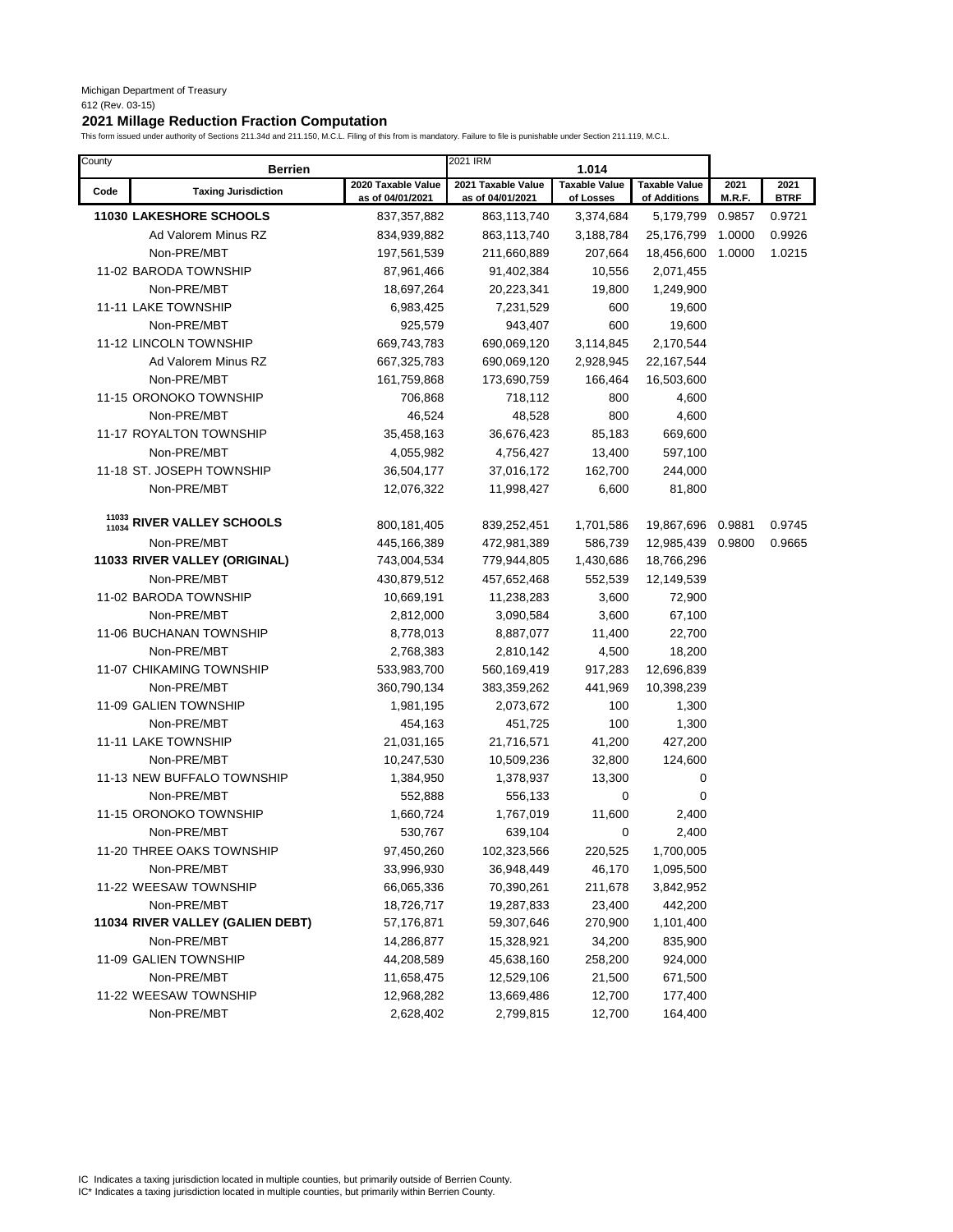Michigan Department of Treasury
612 (Rev. 03-15)

## 2021 Millage Reduction Fraction Computation

This form issued under authority of Sections 211.34d and 211.150, M.C.L. Filing of this from is mandatory. Failure to file is punishable under Section 211.119, M.C.L.

| County | Berrien | | 2021 IRM | 1.014 | | | |
|---|---|---|---|---|---|---|---|
| **Code** | **Taxing Jurisdiction** | **2020 Taxable Value as of 04/01/2021** | **2021 Taxable Value as of 04/01/2021** | **Taxable Value of Losses** | **Taxable Value of Additions** | **2021 M.R.F.** | **2021 BTRF** |
| | **11030 LAKESHORE SCHOOLS** | 837,357,882 | 863,113,740 | 3,374,684 | 5,179,799 | 0.9857 | 0.9721 |
| | Ad Valorem Minus RZ | 834,939,882 | 863,113,740 | 3,188,784 | 25,176,799 | 1.0000 | 0.9926 |
| | Non-PRE/MBT | 197,561,539 | 211,660,889 | 207,664 | 18,456,600 | 1.0000 | 1.0215 |
| | 11-02 BARODA TOWNSHIP | 87,961,466 | 91,402,384 | 10,556 | 2,071,455 | | |
| | Non-PRE/MBT | 18,697,264 | 20,223,341 | 19,800 | 1,249,900 | | |
| | 11-11 LAKE TOWNSHIP | 6,983,425 | 7,231,529 | 600 | 19,600 | | |
| | Non-PRE/MBT | 925,579 | 943,407 | 600 | 19,600 | | |
| | 11-12 LINCOLN TOWNSHIP | 669,743,783 | 690,069,120 | 3,114,845 | 2,170,544 | | |
| | Ad Valorem Minus RZ | 667,325,783 | 690,069,120 | 2,928,945 | 22,167,544 | | |
| | Non-PRE/MBT | 161,759,868 | 173,690,759 | 166,464 | 16,503,600 | | |
| | 11-15 ORONOKO TOWNSHIP | 706,868 | 718,112 | 800 | 4,600 | | |
| | Non-PRE/MBT | 46,524 | 48,528 | 800 | 4,600 | | |
| | 11-17 ROYALTON TOWNSHIP | 35,458,163 | 36,676,423 | 85,183 | 669,600 | | |
| | Non-PRE/MBT | 4,055,982 | 4,756,427 | 13,400 | 597,100 | | |
| | 11-18 ST. JOSEPH TOWNSHIP | 36,504,177 | 37,016,172 | 162,700 | 244,000 | | |
| | Non-PRE/MBT | 12,076,322 | 11,998,427 | 6,600 | 81,800 | | |
| 11033 11034 | **RIVER VALLEY SCHOOLS** | 800,181,405 | 839,252,451 | 1,701,586 | 19,867,696 | 0.9881 | 0.9745 |
| | Non-PRE/MBT | 445,166,389 | 472,981,389 | 586,739 | 12,985,439 | 0.9800 | 0.9665 |
| | **11033 RIVER VALLEY (ORIGINAL)** | 743,004,534 | 779,944,805 | 1,430,686 | 18,766,296 | | |
| | Non-PRE/MBT | 430,879,512 | 457,652,468 | 552,539 | 12,149,539 | | |
| | 11-02 BARODA TOWNSHIP | 10,669,191 | 11,238,283 | 3,600 | 72,900 | | |
| | Non-PRE/MBT | 2,812,000 | 3,090,584 | 3,600 | 67,100 | | |
| | 11-06 BUCHANAN TOWNSHIP | 8,778,013 | 8,887,077 | 11,400 | 22,700 | | |
| | Non-PRE/MBT | 2,768,383 | 2,810,142 | 4,500 | 18,200 | | |
| | 11-07 CHIKAMING TOWNSHIP | 533,983,700 | 560,169,419 | 917,283 | 12,696,839 | | |
| | Non-PRE/MBT | 360,790,134 | 383,359,262 | 441,969 | 10,398,239 | | |
| | 11-09 GALIEN TOWNSHIP | 1,981,195 | 2,073,672 | 100 | 1,300 | | |
| | Non-PRE/MBT | 454,163 | 451,725 | 100 | 1,300 | | |
| | 11-11 LAKE TOWNSHIP | 21,031,165 | 21,716,571 | 41,200 | 427,200 | | |
| | Non-PRE/MBT | 10,247,530 | 10,509,236 | 32,800 | 124,600 | | |
| | 11-13 NEW BUFFALO TOWNSHIP | 1,384,950 | 1,378,937 | 13,300 | 0 | | |
| | Non-PRE/MBT | 552,888 | 556,133 | 0 | 0 | | |
| | 11-15 ORONOKO TOWNSHIP | 1,660,724 | 1,767,019 | 11,600 | 2,400 | | |
| | Non-PRE/MBT | 530,767 | 639,104 | 0 | 2,400 | | |
| | 11-20 THREE OAKS TOWNSHIP | 97,450,260 | 102,323,566 | 220,525 | 1,700,005 | | |
| | Non-PRE/MBT | 33,996,930 | 36,948,449 | 46,170 | 1,095,500 | | |
| | 11-22 WEESAW TOWNSHIP | 66,065,336 | 70,390,261 | 211,678 | 3,842,952 | | |
| | Non-PRE/MBT | 18,726,717 | 19,287,833 | 23,400 | 442,200 | | |
| | **11034 RIVER VALLEY (GALIEN DEBT)** | 57,176,871 | 59,307,646 | 270,900 | 1,101,400 | | |
| | Non-PRE/MBT | 14,286,877 | 15,328,921 | 34,200 | 835,900 | | |
| | 11-09 GALIEN TOWNSHIP | 44,208,589 | 45,638,160 | 258,200 | 924,000 | | |
| | Non-PRE/MBT | 11,658,475 | 12,529,106 | 21,500 | 671,500 | | |
| | 11-22 WEESAW TOWNSHIP | 12,968,282 | 13,669,486 | 12,700 | 177,400 | | |
| | Non-PRE/MBT | 2,628,402 | 2,799,815 | 12,700 | 164,400 | | |

IC Indicates a taxing jurisdiction located in multiple counties, but primarily outside of Berrien County.
IC* Indicates a taxing jurisdiction located in multiple counties, but primarily within Berrien County.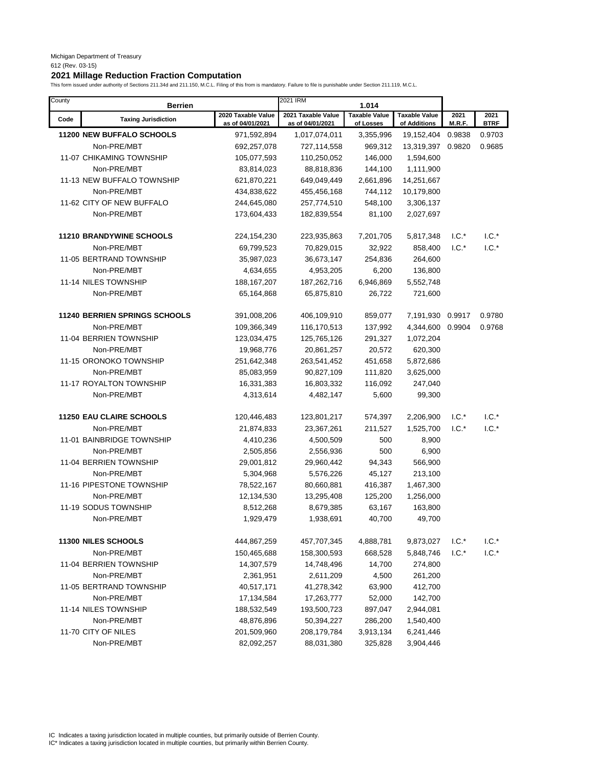Michigan Department of Treasury
612 (Rev. 03-15)

**2021 Millage Reduction Fraction Computation**

This form issued under authority of Sections 211.34d and 211.150, M.C.L. Filing of this from is mandatory. Failure to file is punishable under Section 211.119, M.C.L.

| County | Berrien | | 2021 IRM | 1.014 | | | |
|---|---|---|---|---|---|---|---|
| **Code** | **Taxing Jurisdiction** | **2020 Taxable Value as of 04/01/2021** | **2021 Taxable Value as of 04/01/2021** | **Taxable Value of Losses** | **Taxable Value of Additions** | **2021 M.R.F.** | **2021 BTRF** |
| **11200** | **NEW BUFFALO SCHOOLS** | 971,592,894 | 1,017,074,011 | 3,355,996 | 19,152,404 | 0.9838 | 0.9703 |
| | Non-PRE/MBT | 692,257,078 | 727,114,558 | 969,312 | 13,319,397 | 0.9820 | 0.9685 |
| 11-07 | CHIKAMING TOWNSHIP | 105,077,593 | 110,250,052 | 146,000 | 1,594,600 | | |
| | Non-PRE/MBT | 83,814,023 | 88,818,836 | 144,100 | 1,111,900 | | |
| 11-13 | NEW BUFFALO TOWNSHIP | 621,870,221 | 649,049,449 | 2,661,896 | 14,251,667 | | |
| | Non-PRE/MBT | 434,838,622 | 455,456,168 | 744,112 | 10,179,800 | | |
| 11-62 | CITY OF NEW BUFFALO | 244,645,080 | 257,774,510 | 548,100 | 3,306,137 | | |
| | Non-PRE/MBT | 173,604,433 | 182,839,554 | 81,100 | 2,027,697 | | |
| **11210** | **BRANDYWINE SCHOOLS** | 224,154,230 | 223,935,863 | 7,201,705 | 5,817,348 | I.C.* | I.C.* |
| | Non-PRE/MBT | 69,799,523 | 70,829,015 | 32,922 | 858,400 | I.C.* | I.C.* |
| 11-05 | BERTRAND TOWNSHIP | 35,987,023 | 36,673,147 | 254,836 | 264,600 | | |
| | Non-PRE/MBT | 4,634,655 | 4,953,205 | 6,200 | 136,800 | | |
| 11-14 | NILES TOWNSHIP | 188,167,207 | 187,262,716 | 6,946,869 | 5,552,748 | | |
| | Non-PRE/MBT | 65,164,868 | 65,875,810 | 26,722 | 721,600 | | |
| **11240** | **BERRIEN SPRINGS SCHOOLS** | 391,008,206 | 406,109,910 | 859,077 | 7,191,930 | 0.9917 | 0.9780 |
| | Non-PRE/MBT | 109,366,349 | 116,170,513 | 137,992 | 4,344,600 | 0.9904 | 0.9768 |
| 11-04 | BERRIEN TOWNSHIP | 123,034,475 | 125,765,126 | 291,327 | 1,072,204 | | |
| | Non-PRE/MBT | 19,968,776 | 20,861,257 | 20,572 | 620,300 | | |
| 11-15 | ORONOKO TOWNSHIP | 251,642,348 | 263,541,452 | 451,658 | 5,872,686 | | |
| | Non-PRE/MBT | 85,083,959 | 90,827,109 | 111,820 | 3,625,000 | | |
| 11-17 | ROYALTON TOWNSHIP | 16,331,383 | 16,803,332 | 116,092 | 247,040 | | |
| | Non-PRE/MBT | 4,313,614 | 4,482,147 | 5,600 | 99,300 | | |
| **11250** | **EAU CLAIRE SCHOOLS** | 120,446,483 | 123,801,217 | 574,397 | 2,206,900 | I.C.* | I.C.* |
| | Non-PRE/MBT | 21,874,833 | 23,367,261 | 211,527 | 1,525,700 | I.C.* | I.C.* |
| 11-01 | BAINBRIDGE TOWNSHIP | 4,410,236 | 4,500,509 | 500 | 8,900 | | |
| | Non-PRE/MBT | 2,505,856 | 2,556,936 | 500 | 6,900 | | |
| 11-04 | BERRIEN TOWNSHIP | 29,001,812 | 29,960,442 | 94,343 | 566,900 | | |
| | Non-PRE/MBT | 5,304,968 | 5,576,226 | 45,127 | 213,100 | | |
| 11-16 | PIPESTONE TOWNSHIP | 78,522,167 | 80,660,881 | 416,387 | 1,467,300 | | |
| | Non-PRE/MBT | 12,134,530 | 13,295,408 | 125,200 | 1,256,000 | | |
| 11-19 | SODUS TOWNSHIP | 8,512,268 | 8,679,385 | 63,167 | 163,800 | | |
| | Non-PRE/MBT | 1,929,479 | 1,938,691 | 40,700 | 49,700 | | |
| **11300** | **NILES SCHOOLS** | 444,867,259 | 457,707,345 | 4,888,781 | 9,873,027 | I.C.* | I.C.* |
| | Non-PRE/MBT | 150,465,688 | 158,300,593 | 668,528 | 5,848,746 | I.C.* | I.C.* |
| 11-04 | BERRIEN TOWNSHIP | 14,307,579 | 14,748,496 | 14,700 | 274,800 | | |
| | Non-PRE/MBT | 2,361,951 | 2,611,209 | 4,500 | 261,200 | | |
| 11-05 | BERTRAND TOWNSHIP | 40,517,171 | 41,278,342 | 63,900 | 412,700 | | |
| | Non-PRE/MBT | 17,134,584 | 17,263,777 | 52,000 | 142,700 | | |
| 11-14 | NILES TOWNSHIP | 188,532,549 | 193,500,723 | 897,047 | 2,944,081 | | |
| | Non-PRE/MBT | 48,876,896 | 50,394,227 | 286,200 | 1,540,400 | | |
| 11-70 | CITY OF NILES | 201,509,960 | 208,179,784 | 3,913,134 | 6,241,446 | | |
| | Non-PRE/MBT | 82,092,257 | 88,031,380 | 325,828 | 3,904,446 | | |

IC Indicates a taxing jurisdiction located in multiple counties, but primarily outside of Berrien County.
IC* Indicates a taxing jurisdiction located in multiple counties, but primarily within Berrien County.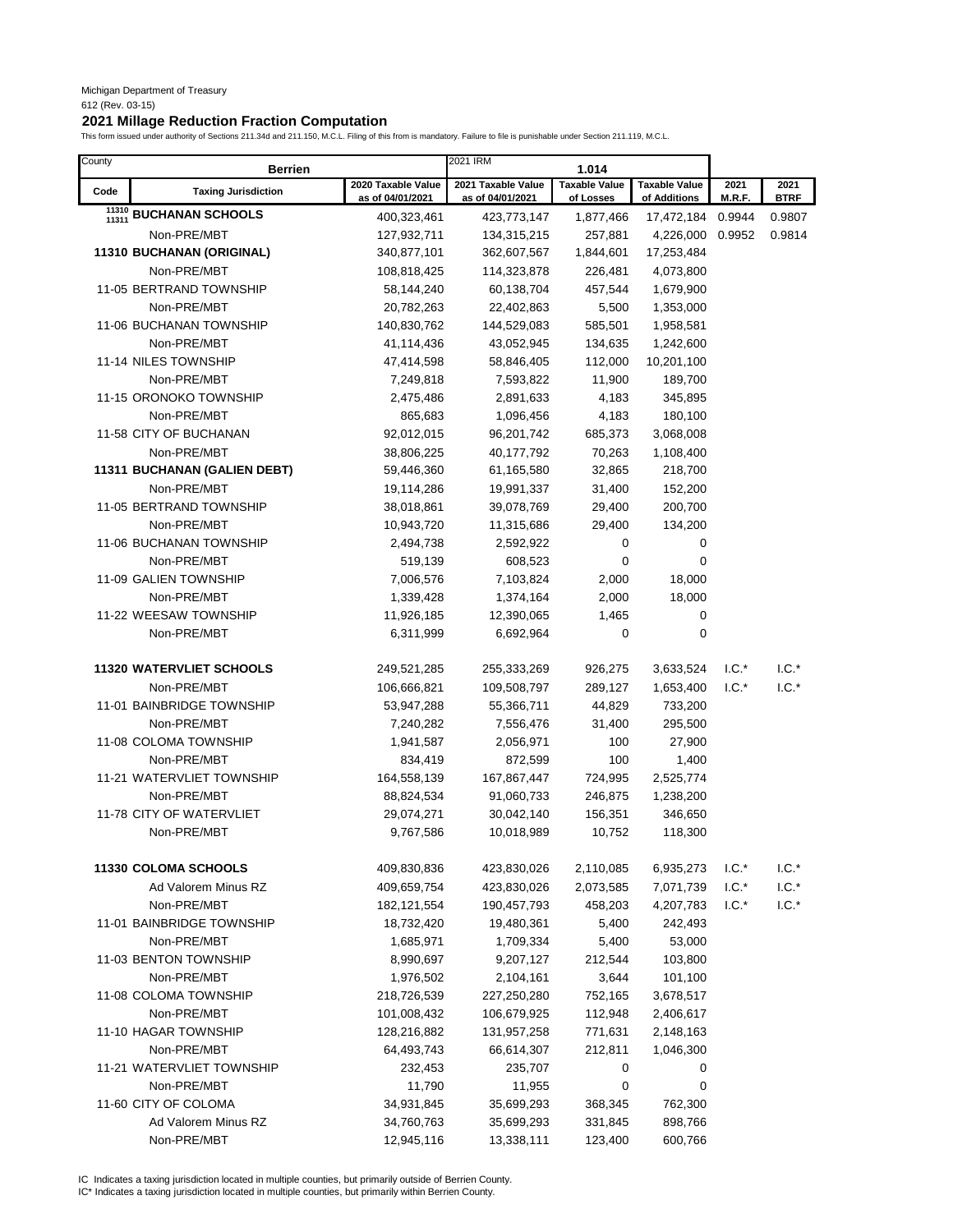Michigan Department of Treasury
612 (Rev. 03-15)

## 2021 Millage Reduction Fraction Computation

This form issued under authority of Sections 211.34d and 211.150, M.C.L. Filing of this from is mandatory. Failure to file is punishable under Section 211.119, M.C.L.

| County | Berrien | | 2021 IRM 1.014 | | | | |
|---|---|---|---|---|---|---|---|
| Code | Taxing Jurisdiction | 2020 Taxable Value as of 04/01/2021 | 2021 Taxable Value as of 04/01/2021 | Taxable Value of Losses | Taxable Value of Additions | 2021 M.R.F. | 2021 BTRF |
| 11310 11311 | **BUCHANAN SCHOOLS** | 400,323,461 | 423,773,147 | 1,877,466 | 17,472,184 | 0.9944 | 0.9807 |
| | Non-PRE/MBT | 127,932,711 | 134,315,215 | 257,881 | 4,226,000 | 0.9952 | 0.9814 |
| | **11310 BUCHANAN (ORIGINAL)** | 340,877,101 | 362,607,567 | 1,844,601 | 17,253,484 | | |
| | Non-PRE/MBT | 108,818,425 | 114,323,878 | 226,481 | 4,073,800 | | |
| | 11-05 BERTRAND TOWNSHIP | 58,144,240 | 60,138,704 | 457,544 | 1,679,900 | | |
| | Non-PRE/MBT | 20,782,263 | 22,402,863 | 5,500 | 1,353,000 | | |
| | 11-06 BUCHANAN TOWNSHIP | 140,830,762 | 144,529,083 | 585,501 | 1,958,581 | | |
| | Non-PRE/MBT | 41,114,436 | 43,052,945 | 134,635 | 1,242,600 | | |
| | 11-14 NILES TOWNSHIP | 47,414,598 | 58,846,405 | 112,000 | 10,201,100 | | |
| | Non-PRE/MBT | 7,249,818 | 7,593,822 | 11,900 | 189,700 | | |
| | 11-15 ORONOKO TOWNSHIP | 2,475,486 | 2,891,633 | 4,183 | 345,895 | | |
| | Non-PRE/MBT | 865,683 | 1,096,456 | 4,183 | 180,100 | | |
| | 11-58 CITY OF BUCHANAN | 92,012,015 | 96,201,742 | 685,373 | 3,068,008 | | |
| | Non-PRE/MBT | 38,806,225 | 40,177,792 | 70,263 | 1,108,400 | | |
| | **11311 BUCHANAN (GALIEN DEBT)** | 59,446,360 | 61,165,580 | 32,865 | 218,700 | | |
| | Non-PRE/MBT | 19,114,286 | 19,991,337 | 31,400 | 152,200 | | |
| | 11-05 BERTRAND TOWNSHIP | 38,018,861 | 39,078,769 | 29,400 | 200,700 | | |
| | Non-PRE/MBT | 10,943,720 | 11,315,686 | 29,400 | 134,200 | | |
| | 11-06 BUCHANAN TOWNSHIP | 2,494,738 | 2,592,922 | 0 | 0 | | |
| | Non-PRE/MBT | 519,139 | 608,523 | 0 | 0 | | |
| | 11-09 GALIEN TOWNSHIP | 7,006,576 | 7,103,824 | 2,000 | 18,000 | | |
| | Non-PRE/MBT | 1,339,428 | 1,374,164 | 2,000 | 18,000 | | |
| | 11-22 WEESAW TOWNSHIP | 11,926,185 | 12,390,065 | 1,465 | 0 | | |
| | Non-PRE/MBT | 6,311,999 | 6,692,964 | 0 | 0 | | |
| | **11320 WATERVLIET SCHOOLS** | 249,521,285 | 255,333,269 | 926,275 | 3,633,524 | I.C.* | I.C.* |
| | Non-PRE/MBT | 106,666,821 | 109,508,797 | 289,127 | 1,653,400 | I.C.* | I.C.* |
| | 11-01 BAINBRIDGE TOWNSHIP | 53,947,288 | 55,366,711 | 44,829 | 733,200 | | |
| | Non-PRE/MBT | 7,240,282 | 7,556,476 | 31,400 | 295,500 | | |
| | 11-08 COLOMA TOWNSHIP | 1,941,587 | 2,056,971 | 100 | 27,900 | | |
| | Non-PRE/MBT | 834,419 | 872,599 | 100 | 1,400 | | |
| | 11-21 WATERVLIET TOWNSHIP | 164,558,139 | 167,867,447 | 724,995 | 2,525,774 | | |
| | Non-PRE/MBT | 88,824,534 | 91,060,733 | 246,875 | 1,238,200 | | |
| | 11-78 CITY OF WATERVLIET | 29,074,271 | 30,042,140 | 156,351 | 346,650 | | |
| | Non-PRE/MBT | 9,767,586 | 10,018,989 | 10,752 | 118,300 | | |
| | **11330 COLOMA SCHOOLS** | 409,830,836 | 423,830,026 | 2,110,085 | 6,935,273 | I.C.* | I.C.* |
| | Ad Valorem Minus RZ | 409,659,754 | 423,830,026 | 2,073,585 | 7,071,739 | I.C.* | I.C.* |
| | Non-PRE/MBT | 182,121,554 | 190,457,793 | 458,203 | 4,207,783 | I.C.* | I.C.* |
| | 11-01 BAINBRIDGE TOWNSHIP | 18,732,420 | 19,480,361 | 5,400 | 242,493 | | |
| | Non-PRE/MBT | 1,685,971 | 1,709,334 | 5,400 | 53,000 | | |
| | 11-03 BENTON TOWNSHIP | 8,990,697 | 9,207,127 | 212,544 | 103,800 | | |
| | Non-PRE/MBT | 1,976,502 | 2,104,161 | 3,644 | 101,100 | | |
| | 11-08 COLOMA TOWNSHIP | 218,726,539 | 227,250,280 | 752,165 | 3,678,517 | | |
| | Non-PRE/MBT | 101,008,432 | 106,679,925 | 112,948 | 2,406,617 | | |
| | 11-10 HAGAR TOWNSHIP | 128,216,882 | 131,957,258 | 771,631 | 2,148,163 | | |
| | Non-PRE/MBT | 64,493,743 | 66,614,307 | 212,811 | 1,046,300 | | |
| | 11-21 WATERVLIET TOWNSHIP | 232,453 | 235,707 | 0 | 0 | | |
| | Non-PRE/MBT | 11,790 | 11,955 | 0 | 0 | | |
| | 11-60 CITY OF COLOMA | 34,931,845 | 35,699,293 | 368,345 | 762,300 | | |
| | Ad Valorem Minus RZ | 34,760,763 | 35,699,293 | 331,845 | 898,766 | | |
| | Non-PRE/MBT | 12,945,116 | 13,338,111 | 123,400 | 600,766 | | |

IC Indicates a taxing jurisdiction located in multiple counties, but primarily outside of Berrien County.
IC* Indicates a taxing jurisdiction located in multiple counties, but primarily within Berrien County.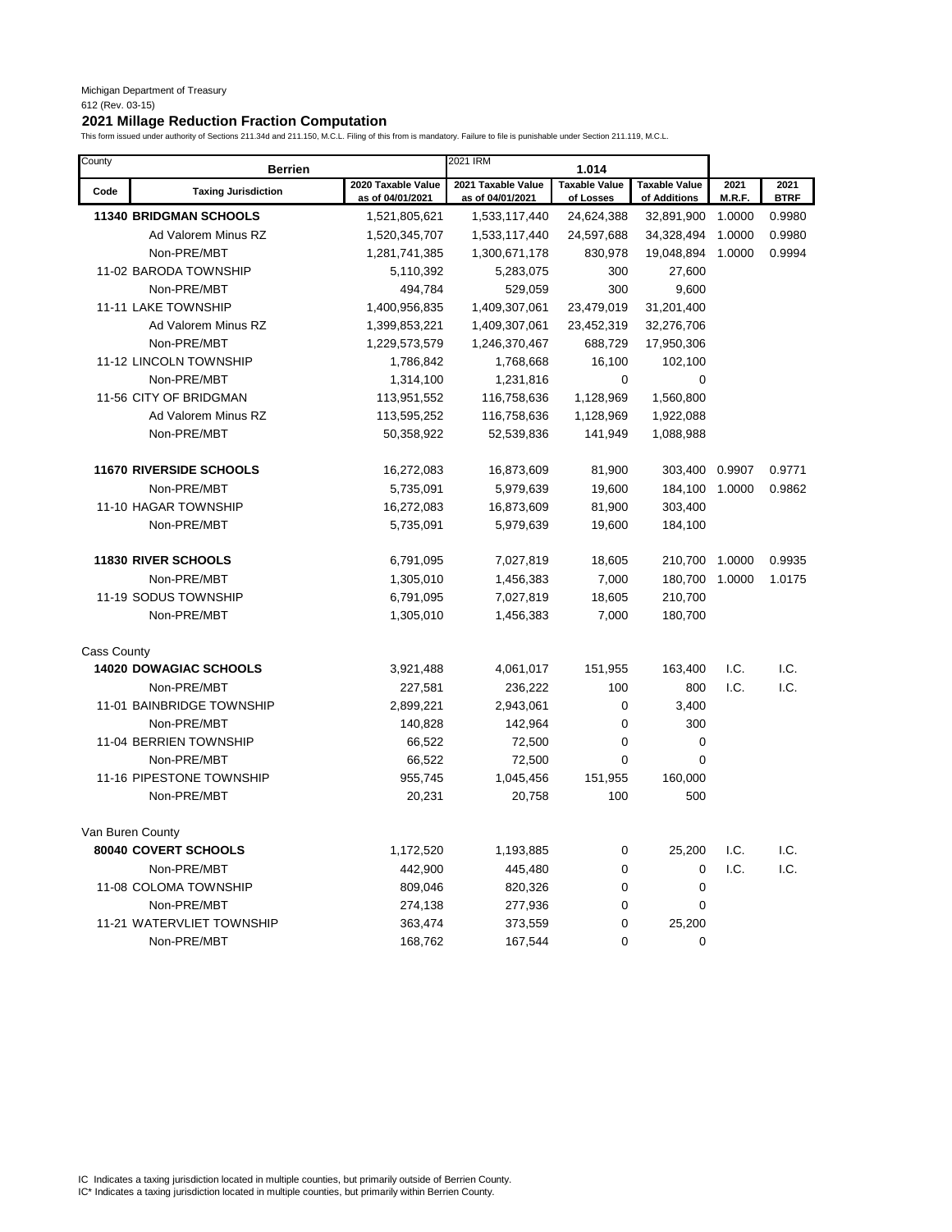Michigan Department of Treasury
612 (Rev. 03-15)

## 2021 Millage Reduction Fraction Computation

This form issued under authority of Sections 211.34d and 211.150, M.C.L. Filing of this from is mandatory. Failure to file is punishable under Section 211.119, M.C.L.

| County | Berrien | 2021 IRM | 1.014 | | | | |
|---|---|---|---|---|---|---|---|
| **Code** | **Taxing Jurisdiction** | **2020 Taxable Value as of 04/01/2021** | **2021 Taxable Value as of 04/01/2021** | **Taxable Value of Losses** | **Taxable Value of Additions** | **2021 M.R.F.** | **2021 BTRF** |
| **11340** | **BRIDGMAN SCHOOLS** | 1,521,805,621 | 1,533,117,440 | 24,624,388 | 32,891,900 | 1.0000 | 0.9980 |
| | Ad Valorem Minus RZ | 1,520,345,707 | 1,533,117,440 | 24,597,688 | 34,328,494 | 1.0000 | 0.9980 |
| | Non-PRE/MBT | 1,281,741,385 | 1,300,671,178 | 830,978 | 19,048,894 | 1.0000 | 0.9994 |
| 11-02 | BARODA TOWNSHIP | 5,110,392 | 5,283,075 | 300 | 27,600 | | |
| | Non-PRE/MBT | 494,784 | 529,059 | 300 | 9,600 | | |
| 11-11 | LAKE TOWNSHIP | 1,400,956,835 | 1,409,307,061 | 23,479,019 | 31,201,400 | | |
| | Ad Valorem Minus RZ | 1,399,853,221 | 1,409,307,061 | 23,452,319 | 32,276,706 | | |
| | Non-PRE/MBT | 1,229,573,579 | 1,246,370,467 | 688,729 | 17,950,306 | | |
| 11-12 | LINCOLN TOWNSHIP | 1,786,842 | 1,768,668 | 16,100 | 102,100 | | |
| | Non-PRE/MBT | 1,314,100 | 1,231,816 | 0 | 0 | | |
| 11-56 | CITY OF BRIDGMAN | 113,951,552 | 116,758,636 | 1,128,969 | 1,560,800 | | |
| | Ad Valorem Minus RZ | 113,595,252 | 116,758,636 | 1,128,969 | 1,922,088 | | |
| | Non-PRE/MBT | 50,358,922 | 52,539,836 | 141,949 | 1,088,988 | | |
| **11670** | **RIVERSIDE SCHOOLS** | 16,272,083 | 16,873,609 | 81,900 | 303,400 | 0.9907 | 0.9771 |
| | Non-PRE/MBT | 5,735,091 | 5,979,639 | 19,600 | 184,100 | 1.0000 | 0.9862 |
| 11-10 | HAGAR TOWNSHIP | 16,272,083 | 16,873,609 | 81,900 | 303,400 | | |
| | Non-PRE/MBT | 5,735,091 | 5,979,639 | 19,600 | 184,100 | | |
| **11830** | **RIVER SCHOOLS** | 6,791,095 | 7,027,819 | 18,605 | 210,700 | 1.0000 | 0.9935 |
| | Non-PRE/MBT | 1,305,010 | 1,456,383 | 7,000 | 180,700 | 1.0000 | 1.0175 |
| 11-19 | SODUS TOWNSHIP | 6,791,095 | 7,027,819 | 18,605 | 210,700 | | |
| | Non-PRE/MBT | 1,305,010 | 1,456,383 | 7,000 | 180,700 | | |
| Cass County | | | | | | | |
| **14020** | **DOWAGIAC SCHOOLS** | 3,921,488 | 4,061,017 | 151,955 | 163,400 | I.C. | I.C. |
| | Non-PRE/MBT | 227,581 | 236,222 | 100 | 800 | I.C. | I.C. |
| 11-01 | BAINBRIDGE TOWNSHIP | 2,899,221 | 2,943,061 | 0 | 3,400 | | |
| | Non-PRE/MBT | 140,828 | 142,964 | 0 | 300 | | |
| 11-04 | BERRIEN TOWNSHIP | 66,522 | 72,500 | 0 | 0 | | |
| | Non-PRE/MBT | 66,522 | 72,500 | 0 | 0 | | |
| 11-16 | PIPESTONE TOWNSHIP | 955,745 | 1,045,456 | 151,955 | 160,000 | | |
| | Non-PRE/MBT | 20,231 | 20,758 | 100 | 500 | | |
| Van Buren County | | | | | | | |
| **80040** | **COVERT SCHOOLS** | 1,172,520 | 1,193,885 | 0 | 25,200 | I.C. | I.C. |
| | Non-PRE/MBT | 442,900 | 445,480 | 0 | 0 | I.C. | I.C. |
| 11-08 | COLOMA TOWNSHIP | 809,046 | 820,326 | 0 | 0 | | |
| | Non-PRE/MBT | 274,138 | 277,936 | 0 | 0 | | |
| 11-21 | WATERVLIET TOWNSHIP | 363,474 | 373,559 | 0 | 25,200 | | |
| | Non-PRE/MBT | 168,762 | 167,544 | 0 | 0 | | |

IC Indicates a taxing jurisdiction located in multiple counties, but primarily outside of Berrien County.
IC* Indicates a taxing jurisdiction located in multiple counties, but primarily within Berrien County.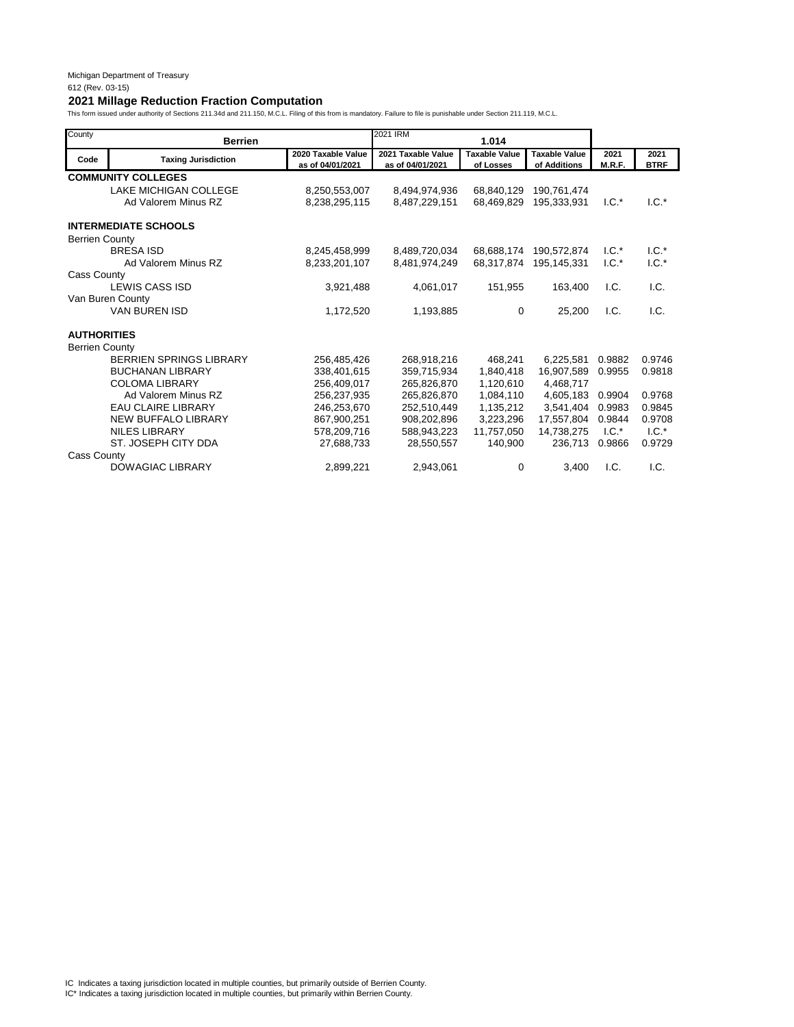Michigan Department of Treasury

612 (Rev. 03-15)

## 2021 Millage Reduction Fraction Computation

This form issued under authority of Sections 211.34d and 211.150, M.C.L. Filing of this from is mandatory. Failure to file is punishable under Section 211.119, M.C.L.

| County | Berrien | | 2021 IRM 1.014 | | | | |
|---|---|---|---|---|---|---|---|
| Code | Taxing Jurisdiction | 2020 Taxable Value as of 04/01/2021 | 2021 Taxable Value as of 04/01/2021 | Taxable Value of Losses | Taxable Value of Additions | 2021 M.R.F. | 2021 BTRF |
| **COMMUNITY COLLEGES** | | | | | | | |
| | LAKE MICHIGAN COLLEGE | 8,250,553,007 | 8,494,974,936 | 68,840,129 | 190,761,474 | | |
| | Ad Valorem Minus RZ | 8,238,295,115 | 8,487,229,151 | 68,469,829 | 195,333,931 | I.C.* | I.C.* |
| **INTERMEDIATE SCHOOLS** | | | | | | | |
| Berrien County | | | | | | | |
| | BRESA ISD | 8,245,458,999 | 8,489,720,034 | 68,688,174 | 190,572,874 | I.C.* | I.C.* |
| | Ad Valorem Minus RZ | 8,233,201,107 | 8,481,974,249 | 68,317,874 | 195,145,331 | I.C.* | I.C.* |
| Cass County | | | | | | | |
| | LEWIS CASS ISD | 3,921,488 | 4,061,017 | 151,955 | 163,400 | I.C. | I.C. |
| Van Buren County | | | | | | | |
| | VAN BUREN ISD | 1,172,520 | 1,193,885 | 0 | 25,200 | I.C. | I.C. |
| **AUTHORITIES** | | | | | | | |
| Berrien County | | | | | | | |
| | BERRIEN SPRINGS LIBRARY | 256,485,426 | 268,918,216 | 468,241 | 6,225,581 | 0.9882 | 0.9746 |
| | BUCHANAN LIBRARY | 338,401,615 | 359,715,934 | 1,840,418 | 16,907,589 | 0.9955 | 0.9818 |
| | COLOMA LIBRARY | 256,409,017 | 265,826,870 | 1,120,610 | 4,468,717 | | |
| | Ad Valorem Minus RZ | 256,237,935 | 265,826,870 | 1,084,110 | 4,605,183 | 0.9904 | 0.9768 |
| | EAU CLAIRE LIBRARY | 246,253,670 | 252,510,449 | 1,135,212 | 3,541,404 | 0.9983 | 0.9845 |
| | NEW BUFFALO LIBRARY | 867,900,251 | 908,202,896 | 3,223,296 | 17,557,804 | 0.9844 | 0.9708 |
| | NILES LIBRARY | 578,209,716 | 588,943,223 | 11,757,050 | 14,738,275 | I.C.* | I.C.* |
| | ST. JOSEPH CITY DDA | 27,688,733 | 28,550,557 | 140,900 | 236,713 | 0.9866 | 0.9729 |
| Cass County | | | | | | | |
| | DOWAGIAC LIBRARY | 2,899,221 | 2,943,061 | 0 | 3,400 | I.C. | I.C. |

IC Indicates a taxing jurisdiction located in multiple counties, but primarily outside of Berrien County.
IC* Indicates a taxing jurisdiction located in multiple counties, but primarily within Berrien County.